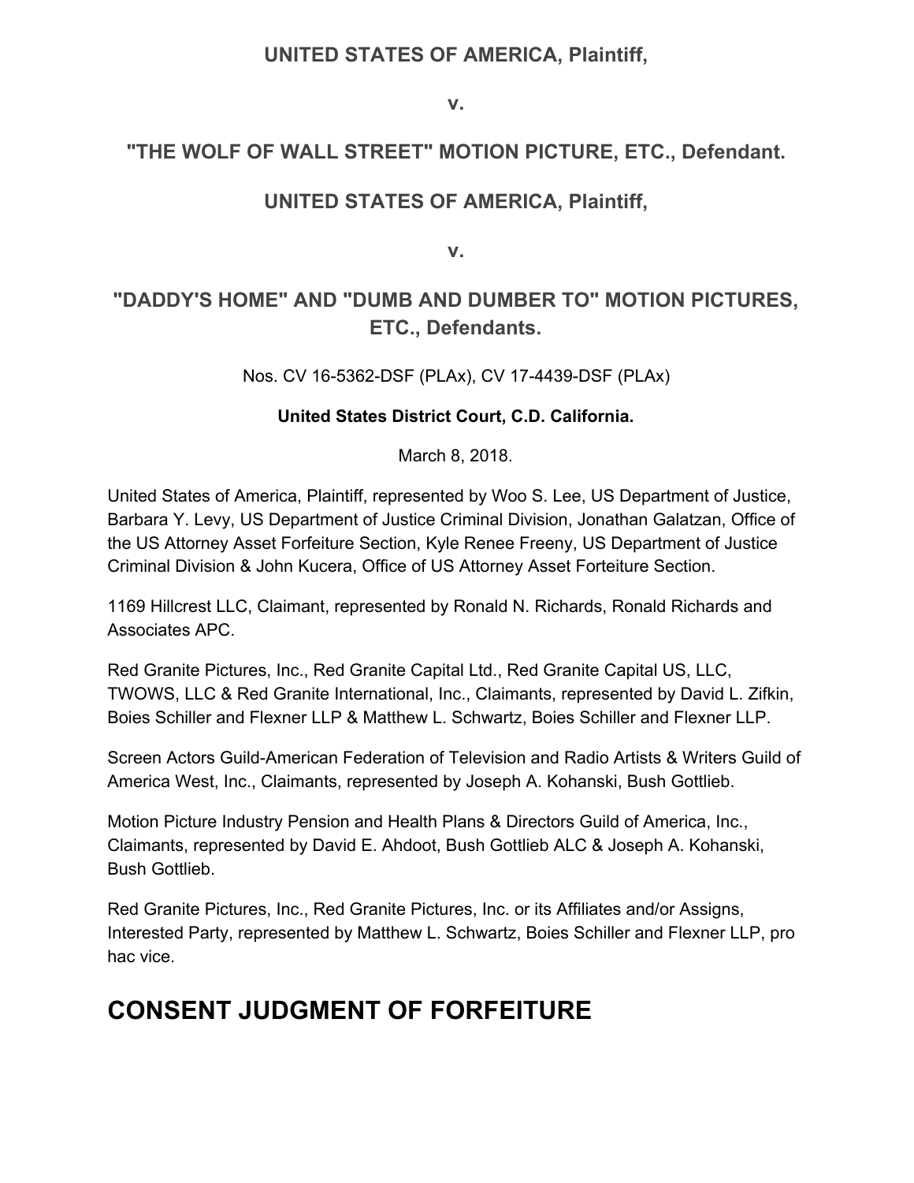**UNITED STATES OF AMERICA, Plaintiff,**

**v.**

**"THE WOLF OF WALL STREET" MOTION PICTURE, ETC., Defendant.**

**UNITED STATES OF AMERICA, Plaintiff,**

**v.**

**"DADDY'S HOME" AND "DUMB AND DUMBER TO" MOTION PICTURES, ETC., Defendants.**

Nos. CV 16-5362-DSF (PLAx), CV 17-4439-DSF (PLAx)

**United States District Court, C.D. California.**

March 8, 2018.

United States of America, Plaintiff, represented by Woo S. Lee, US Department of Justice, Barbara Y. Levy, US Department of Justice Criminal Division, Jonathan Galatzan, Office of the US Attorney Asset Forfeiture Section, Kyle Renee Freeny, US Department of Justice Criminal Division & John Kucera, Office of US Attorney Asset Forteiture Section.

1169 Hillcrest LLC, Claimant, represented by Ronald N. Richards, Ronald Richards and Associates APC.

Red Granite Pictures, Inc., Red Granite Capital Ltd., Red Granite Capital US, LLC, TWOWS, LLC & Red Granite International, Inc., Claimants, represented by David L. Zifkin, Boies Schiller and Flexner LLP & Matthew L. Schwartz, Boies Schiller and Flexner LLP.

Screen Actors Guild-American Federation of Television and Radio Artists & Writers Guild of America West, Inc., Claimants, represented by Joseph A. Kohanski, Bush Gottlieb.

Motion Picture Industry Pension and Health Plans & Directors Guild of America, Inc., Claimants, represented by David E. Ahdoot, Bush Gottlieb ALC & Joseph A. Kohanski, Bush Gottlieb.

Red Granite Pictures, Inc., Red Granite Pictures, Inc. or its Affiliates and/or Assigns, Interested Party, represented by Matthew L. Schwartz, Boies Schiller and Flexner LLP, pro hac vice.

# CONSENT JUDGMENT OF FORFEITURE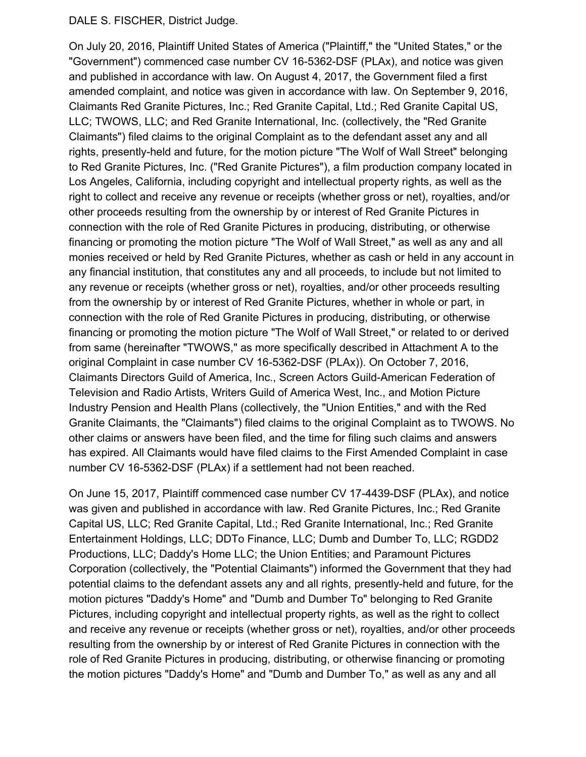DALE S. FISCHER, District Judge.

On July 20, 2016, Plaintiff United States of America ("Plaintiff," the "United States," or the "Government") commenced case number CV 16-5362-DSF (PLAx), and notice was given and published in accordance with law. On August 4, 2017, the Government filed a first amended complaint, and notice was given in accordance with law. On September 9, 2016, Claimants Red Granite Pictures, Inc.; Red Granite Capital, Ltd.; Red Granite Capital US, LLC; TWOWS, LLC; and Red Granite International, Inc. (collectively, the "Red Granite Claimants") filed claims to the original Complaint as to the defendant asset any and all rights, presently-held and future, for the motion picture "The Wolf of Wall Street" belonging to Red Granite Pictures, Inc. ("Red Granite Pictures"), a film production company located in Los Angeles, California, including copyright and intellectual property rights, as well as the right to collect and receive any revenue or receipts (whether gross or net), royalties, and/or other proceeds resulting from the ownership by or interest of Red Granite Pictures in connection with the role of Red Granite Pictures in producing, distributing, or otherwise financing or promoting the motion picture "The Wolf of Wall Street," as well as any and all monies received or held by Red Granite Pictures, whether as cash or held in any account in any financial institution, that constitutes any and all proceeds, to include but not limited to any revenue or receipts (whether gross or net), royalties, and/or other proceeds resulting from the ownership by or interest of Red Granite Pictures, whether in whole or part, in connection with the role of Red Granite Pictures in producing, distributing, or otherwise financing or promoting the motion picture "The Wolf of Wall Street," or related to or derived from same (hereinafter "TWOWS," as more specifically described in Attachment A to the original Complaint in case number CV 16-5362-DSF (PLAx)). On October 7, 2016, Claimants Directors Guild of America, Inc., Screen Actors Guild-American Federation of Television and Radio Artists, Writers Guild of America West, Inc., and Motion Picture Industry Pension and Health Plans (collectively, the "Union Entities," and with the Red Granite Claimants, the "Claimants") filed claims to the original Complaint as to TWOWS. No other claims or answers have been filed, and the time for filing such claims and answers has expired. All Claimants would have filed claims to the First Amended Complaint in case number CV 16-5362-DSF (PLAx) if a settlement had not been reached.

On June 15, 2017, Plaintiff commenced case number CV 17-4439-DSF (PLAx), and notice was given and published in accordance with law. Red Granite Pictures, Inc.; Red Granite Capital US, LLC; Red Granite Capital, Ltd.; Red Granite International, Inc.; Red Granite Entertainment Holdings, LLC; DDTo Finance, LLC; Dumb and Dumber To, LLC; RGDD2 Productions, LLC; Daddy's Home LLC; the Union Entities; and Paramount Pictures Corporation (collectively, the "Potential Claimants") informed the Government that they had potential claims to the defendant assets any and all rights, presently-held and future, for the motion pictures "Daddy's Home" and "Dumb and Dumber To" belonging to Red Granite Pictures, including copyright and intellectual property rights, as well as the right to collect and receive any revenue or receipts (whether gross or net), royalties, and/or other proceeds resulting from the ownership by or interest of Red Granite Pictures in connection with the role of Red Granite Pictures in producing, distributing, or otherwise financing or promoting the motion pictures "Daddy's Home" and "Dumb and Dumber To," as well as any and all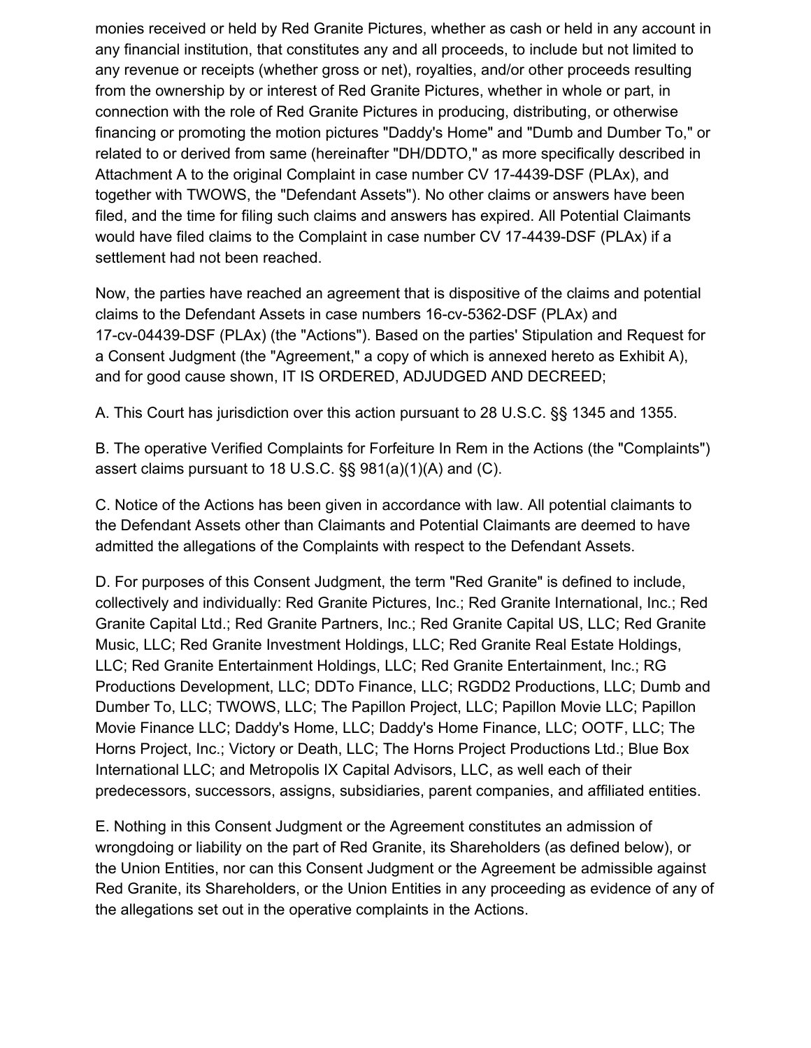monies received or held by Red Granite Pictures, whether as cash or held in any account in any financial institution, that constitutes any and all proceeds, to include but not limited to any revenue or receipts (whether gross or net), royalties, and/or other proceeds resulting from the ownership by or interest of Red Granite Pictures, whether in whole or part, in connection with the role of Red Granite Pictures in producing, distributing, or otherwise financing or promoting the motion pictures "Daddy's Home" and "Dumb and Dumber To," or related to or derived from same (hereinafter "DH/DDTO," as more specifically described in Attachment A to the original Complaint in case number CV 17-4439-DSF (PLAx), and together with TWOWS, the "Defendant Assets"). No other claims or answers have been filed, and the time for filing such claims and answers has expired. All Potential Claimants would have filed claims to the Complaint in case number CV 17-4439-DSF (PLAx) if a settlement had not been reached.

Now, the parties have reached an agreement that is dispositive of the claims and potential claims to the Defendant Assets in case numbers 16-cv-5362-DSF (PLAx) and 17-cv-04439-DSF (PLAx) (the "Actions"). Based on the parties' Stipulation and Request for a Consent Judgment (the "Agreement," a copy of which is annexed hereto as Exhibit A), and for good cause shown, IT IS ORDERED, ADJUDGED AND DECREED;

A. This Court has jurisdiction over this action pursuant to 28 U.S.C. §§ 1345 and 1355.

B. The operative Verified Complaints for Forfeiture In Rem in the Actions (the "Complaints") assert claims pursuant to 18 U.S.C. §§ 981(a)(1)(A) and (C).

C. Notice of the Actions has been given in accordance with law. All potential claimants to the Defendant Assets other than Claimants and Potential Claimants are deemed to have admitted the allegations of the Complaints with respect to the Defendant Assets.

D. For purposes of this Consent Judgment, the term "Red Granite" is defined to include, collectively and individually: Red Granite Pictures, Inc.; Red Granite International, Inc.; Red Granite Capital Ltd.; Red Granite Partners, Inc.; Red Granite Capital US, LLC; Red Granite Music, LLC; Red Granite Investment Holdings, LLC; Red Granite Real Estate Holdings, LLC; Red Granite Entertainment Holdings, LLC; Red Granite Entertainment, Inc.; RG Productions Development, LLC; DDTo Finance, LLC; RGDD2 Productions, LLC; Dumb and Dumber To, LLC; TWOWS, LLC; The Papillon Project, LLC; Papillon Movie LLC; Papillon Movie Finance LLC; Daddy's Home, LLC; Daddy's Home Finance, LLC; OOTF, LLC; The Horns Project, Inc.; Victory or Death, LLC; The Horns Project Productions Ltd.; Blue Box International LLC; and Metropolis IX Capital Advisors, LLC, as well each of their predecessors, successors, assigns, subsidiaries, parent companies, and affiliated entities.

E. Nothing in this Consent Judgment or the Agreement constitutes an admission of wrongdoing or liability on the part of Red Granite, its Shareholders (as defined below), or the Union Entities, nor can this Consent Judgment or the Agreement be admissible against Red Granite, its Shareholders, or the Union Entities in any proceeding as evidence of any of the allegations set out in the operative complaints in the Actions.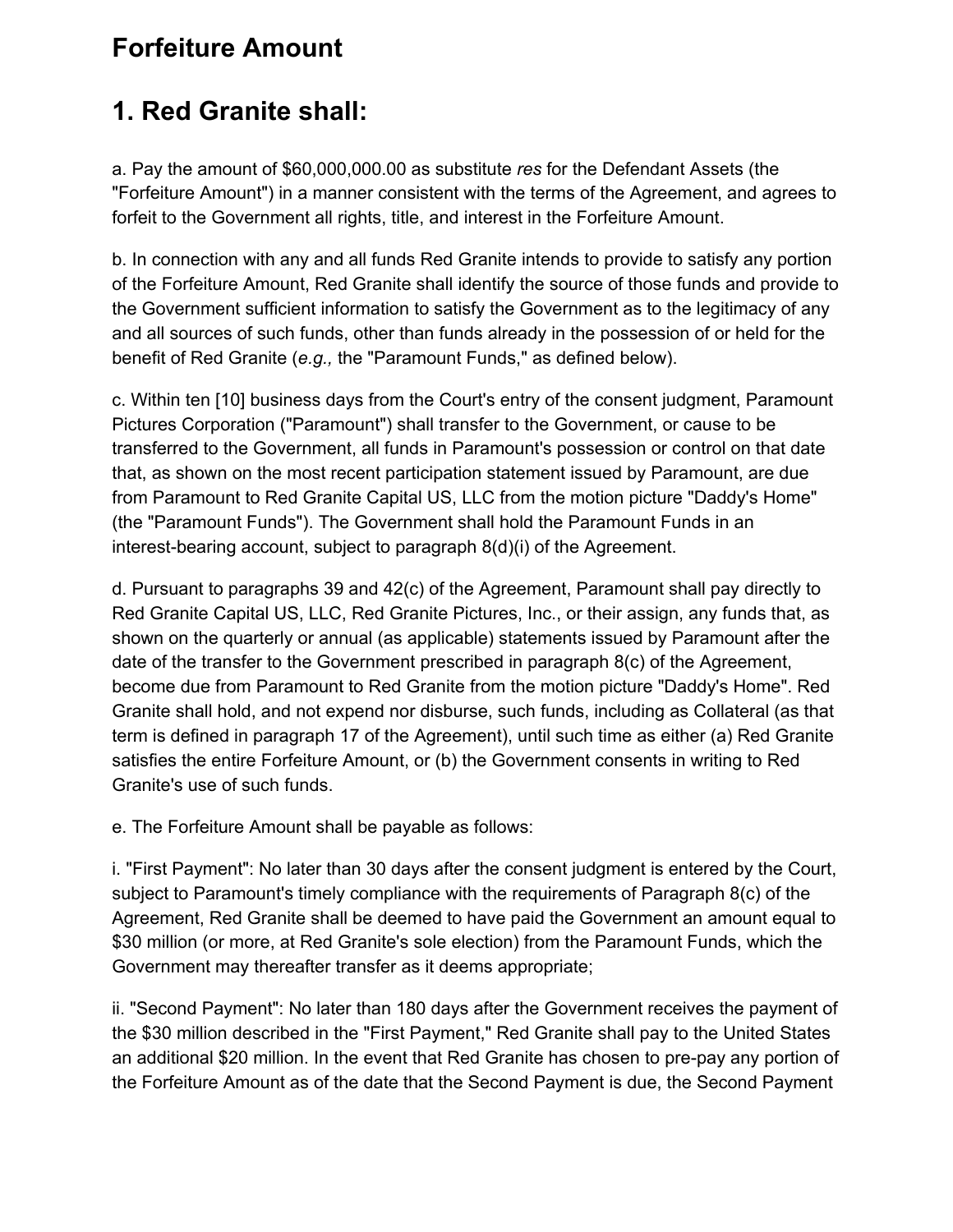# Forfeiture Amount

# 1. Red Granite shall:

a. Pay the amount of $60,000,000.00 as substitute *res* for the Defendant Assets (the "Forfeiture Amount") in a manner consistent with the terms of the Agreement, and agrees to forfeit to the Government all rights, title, and interest in the Forfeiture Amount.

b. In connection with any and all funds Red Granite intends to provide to satisfy any portion of the Forfeiture Amount, Red Granite shall identify the source of those funds and provide to the Government sufficient information to satisfy the Government as to the legitimacy of any and all sources of such funds, other than funds already in the possession of or held for the benefit of Red Granite (*e.g.,* the "Paramount Funds," as defined below).

c. Within ten [10] business days from the Court's entry of the consent judgment, Paramount Pictures Corporation ("Paramount") shall transfer to the Government, or cause to be transferred to the Government, all funds in Paramount's possession or control on that date that, as shown on the most recent participation statement issued by Paramount, are due from Paramount to Red Granite Capital US, LLC from the motion picture "Daddy's Home" (the "Paramount Funds"). The Government shall hold the Paramount Funds in an interest-bearing account, subject to paragraph 8(d)(i) of the Agreement.

d. Pursuant to paragraphs 39 and 42(c) of the Agreement, Paramount shall pay directly to Red Granite Capital US, LLC, Red Granite Pictures, Inc., or their assign, any funds that, as shown on the quarterly or annual (as applicable) statements issued by Paramount after the date of the transfer to the Government prescribed in paragraph 8(c) of the Agreement, become due from Paramount to Red Granite from the motion picture "Daddy's Home". Red Granite shall hold, and not expend nor disburse, such funds, including as Collateral (as that term is defined in paragraph 17 of the Agreement), until such time as either (a) Red Granite satisfies the entire Forfeiture Amount, or (b) the Government consents in writing to Red Granite's use of such funds.

e. The Forfeiture Amount shall be payable as follows:

i. "First Payment": No later than 30 days after the consent judgment is entered by the Court, subject to Paramount's timely compliance with the requirements of Paragraph 8(c) of the Agreement, Red Granite shall be deemed to have paid the Government an amount equal to $30 million (or more, at Red Granite's sole election) from the Paramount Funds, which the Government may thereafter transfer as it deems appropriate;

ii. "Second Payment": No later than 180 days after the Government receives the payment of the $30 million described in the "First Payment," Red Granite shall pay to the United States an additional $20 million. In the event that Red Granite has chosen to pre-pay any portion of the Forfeiture Amount as of the date that the Second Payment is due, the Second Payment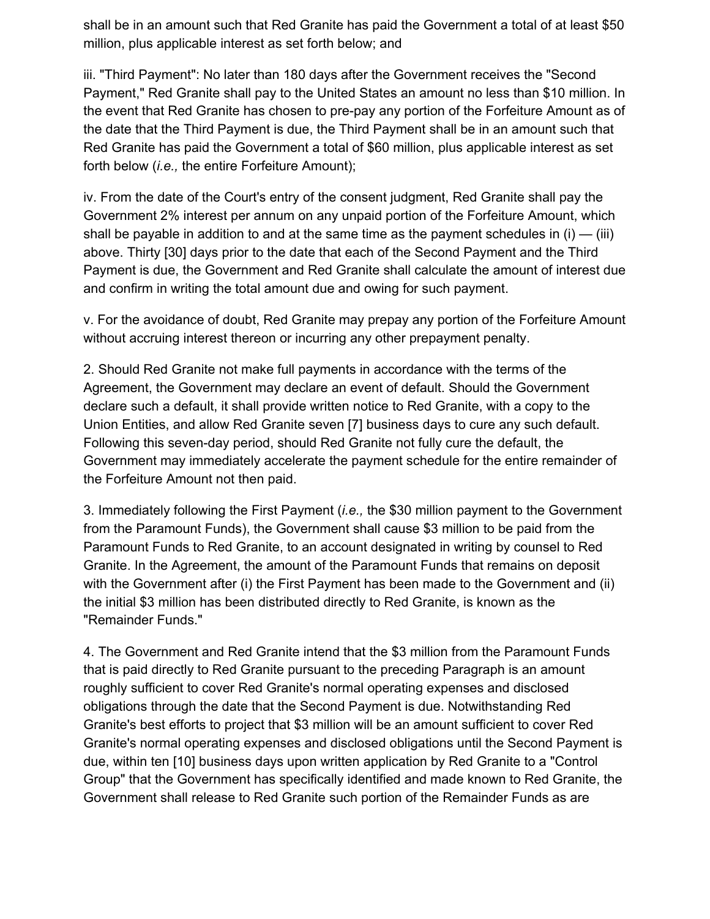shall be in an amount such that Red Granite has paid the Government a total of at least $50 million, plus applicable interest as set forth below; and

iii. "Third Payment": No later than 180 days after the Government receives the "Second Payment," Red Granite shall pay to the United States an amount no less than $10 million. In the event that Red Granite has chosen to pre-pay any portion of the Forfeiture Amount as of the date that the Third Payment is due, the Third Payment shall be in an amount such that Red Granite has paid the Government a total of $60 million, plus applicable interest as set forth below (*i.e.,* the entire Forfeiture Amount);

iv. From the date of the Court's entry of the consent judgment, Red Granite shall pay the Government 2% interest per annum on any unpaid portion of the Forfeiture Amount, which shall be payable in addition to and at the same time as the payment schedules in (i) — (iii) above. Thirty [30] days prior to the date that each of the Second Payment and the Third Payment is due, the Government and Red Granite shall calculate the amount of interest due and confirm in writing the total amount due and owing for such payment.

v. For the avoidance of doubt, Red Granite may prepay any portion of the Forfeiture Amount without accruing interest thereon or incurring any other prepayment penalty.

2. Should Red Granite not make full payments in accordance with the terms of the Agreement, the Government may declare an event of default. Should the Government declare such a default, it shall provide written notice to Red Granite, with a copy to the Union Entities, and allow Red Granite seven [7] business days to cure any such default. Following this seven-day period, should Red Granite not fully cure the default, the Government may immediately accelerate the payment schedule for the entire remainder of the Forfeiture Amount not then paid.

3. Immediately following the First Payment (*i.e.,* the $30 million payment to the Government from the Paramount Funds), the Government shall cause $3 million to be paid from the Paramount Funds to Red Granite, to an account designated in writing by counsel to Red Granite. In the Agreement, the amount of the Paramount Funds that remains on deposit with the Government after (i) the First Payment has been made to the Government and (ii) the initial $3 million has been distributed directly to Red Granite, is known as the "Remainder Funds."

4. The Government and Red Granite intend that the $3 million from the Paramount Funds that is paid directly to Red Granite pursuant to the preceding Paragraph is an amount roughly sufficient to cover Red Granite's normal operating expenses and disclosed obligations through the date that the Second Payment is due. Notwithstanding Red Granite's best efforts to project that $3 million will be an amount sufficient to cover Red Granite's normal operating expenses and disclosed obligations until the Second Payment is due, within ten [10] business days upon written application by Red Granite to a "Control Group" that the Government has specifically identified and made known to Red Granite, the Government shall release to Red Granite such portion of the Remainder Funds as are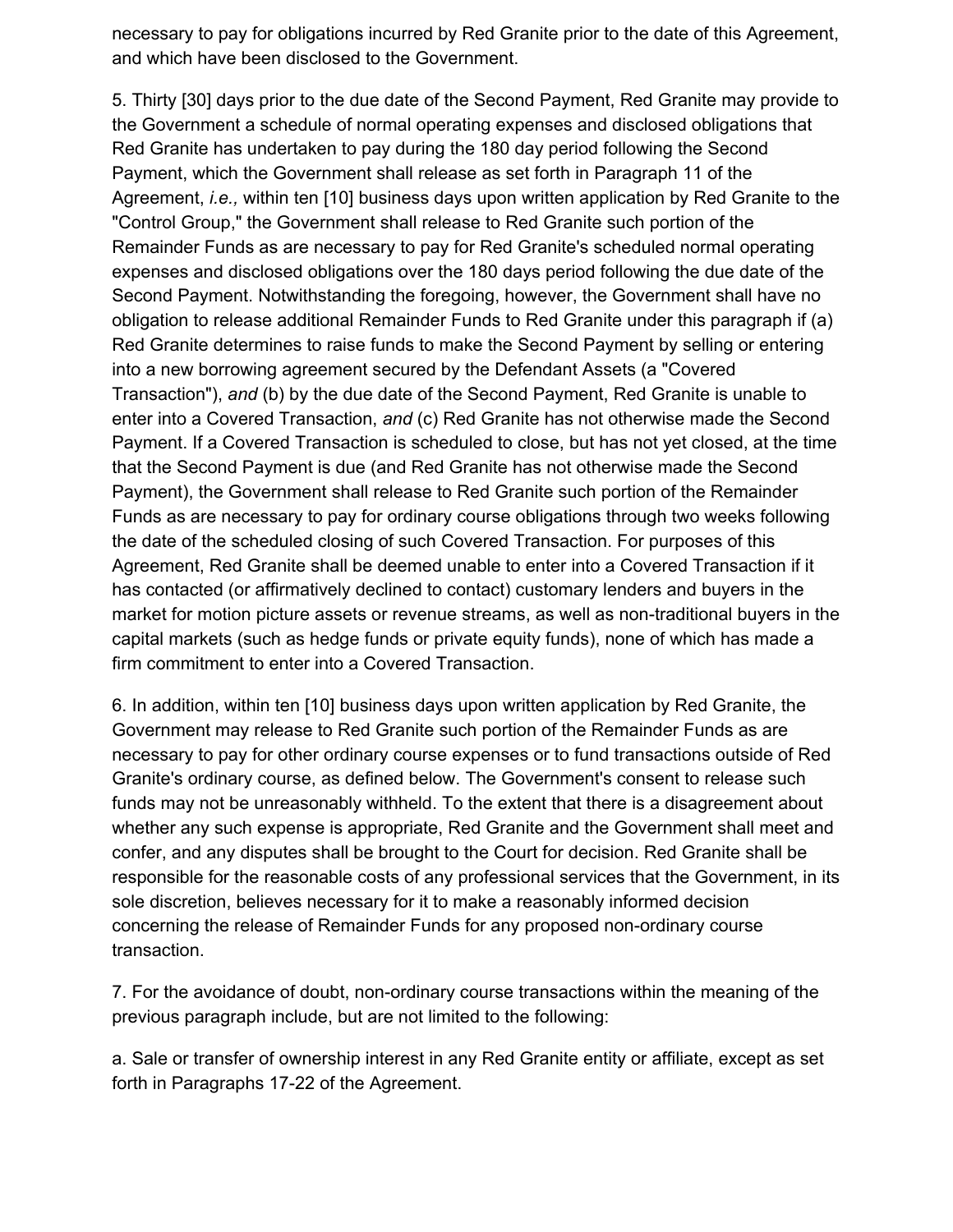necessary to pay for obligations incurred by Red Granite prior to the date of this Agreement, and which have been disclosed to the Government.

5. Thirty [30] days prior to the due date of the Second Payment, Red Granite may provide to the Government a schedule of normal operating expenses and disclosed obligations that Red Granite has undertaken to pay during the 180 day period following the Second Payment, which the Government shall release as set forth in Paragraph 11 of the Agreement, *i.e.,* within ten [10] business days upon written application by Red Granite to the "Control Group," the Government shall release to Red Granite such portion of the Remainder Funds as are necessary to pay for Red Granite's scheduled normal operating expenses and disclosed obligations over the 180 days period following the due date of the Second Payment. Notwithstanding the foregoing, however, the Government shall have no obligation to release additional Remainder Funds to Red Granite under this paragraph if (a) Red Granite determines to raise funds to make the Second Payment by selling or entering into a new borrowing agreement secured by the Defendant Assets (a "Covered Transaction"), *and* (b) by the due date of the Second Payment, Red Granite is unable to enter into a Covered Transaction, *and* (c) Red Granite has not otherwise made the Second Payment. If a Covered Transaction is scheduled to close, but has not yet closed, at the time that the Second Payment is due (and Red Granite has not otherwise made the Second Payment), the Government shall release to Red Granite such portion of the Remainder Funds as are necessary to pay for ordinary course obligations through two weeks following the date of the scheduled closing of such Covered Transaction. For purposes of this Agreement, Red Granite shall be deemed unable to enter into a Covered Transaction if it has contacted (or affirmatively declined to contact) customary lenders and buyers in the market for motion picture assets or revenue streams, as well as non-traditional buyers in the capital markets (such as hedge funds or private equity funds), none of which has made a firm commitment to enter into a Covered Transaction.

6. In addition, within ten [10] business days upon written application by Red Granite, the Government may release to Red Granite such portion of the Remainder Funds as are necessary to pay for other ordinary course expenses or to fund transactions outside of Red Granite's ordinary course, as defined below. The Government's consent to release such funds may not be unreasonably withheld. To the extent that there is a disagreement about whether any such expense is appropriate, Red Granite and the Government shall meet and confer, and any disputes shall be brought to the Court for decision. Red Granite shall be responsible for the reasonable costs of any professional services that the Government, in its sole discretion, believes necessary for it to make a reasonably informed decision concerning the release of Remainder Funds for any proposed non-ordinary course transaction.

7. For the avoidance of doubt, non-ordinary course transactions within the meaning of the previous paragraph include, but are not limited to the following:

a. Sale or transfer of ownership interest in any Red Granite entity or affiliate, except as set forth in Paragraphs 17-22 of the Agreement.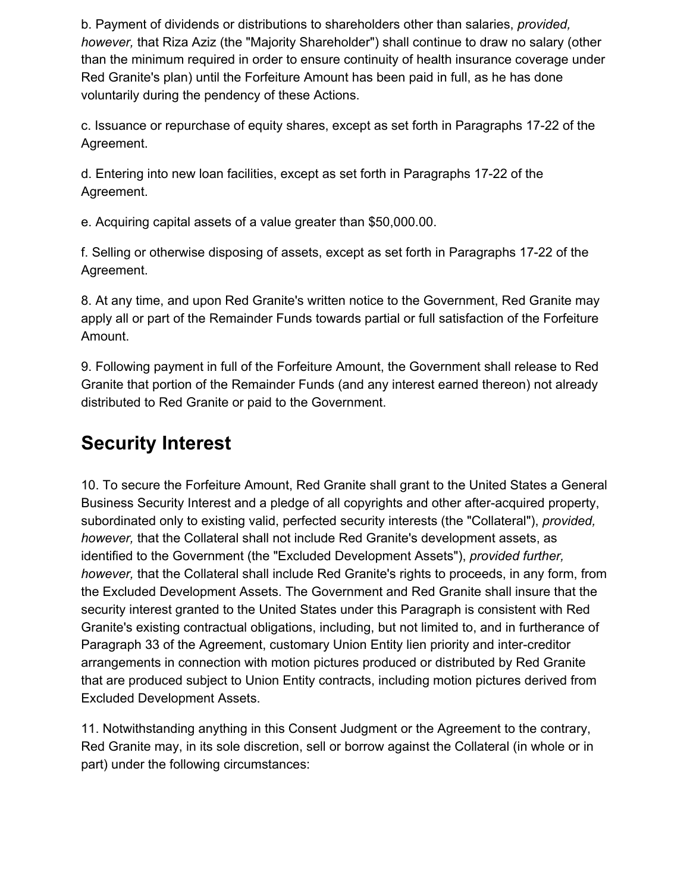b. Payment of dividends or distributions to shareholders other than salaries, *provided, however,* that Riza Aziz (the "Majority Shareholder") shall continue to draw no salary (other than the minimum required in order to ensure continuity of health insurance coverage under Red Granite's plan) until the Forfeiture Amount has been paid in full, as he has done voluntarily during the pendency of these Actions.

c. Issuance or repurchase of equity shares, except as set forth in Paragraphs 17-22 of the Agreement.

d. Entering into new loan facilities, except as set forth in Paragraphs 17-22 of the Agreement.

e. Acquiring capital assets of a value greater than $50,000.00.

f. Selling or otherwise disposing of assets, except as set forth in Paragraphs 17-22 of the Agreement.

8. At any time, and upon Red Granite's written notice to the Government, Red Granite may apply all or part of the Remainder Funds towards partial or full satisfaction of the Forfeiture Amount.

9. Following payment in full of the Forfeiture Amount, the Government shall release to Red Granite that portion of the Remainder Funds (and any interest earned thereon) not already distributed to Red Granite or paid to the Government.

## Security Interest

10. To secure the Forfeiture Amount, Red Granite shall grant to the United States a General Business Security Interest and a pledge of all copyrights and other after-acquired property, subordinated only to existing valid, perfected security interests (the "Collateral"), *provided, however,* that the Collateral shall not include Red Granite's development assets, as identified to the Government (the "Excluded Development Assets"), *provided further, however,* that the Collateral shall include Red Granite's rights to proceeds, in any form, from the Excluded Development Assets. The Government and Red Granite shall insure that the security interest granted to the United States under this Paragraph is consistent with Red Granite's existing contractual obligations, including, but not limited to, and in furtherance of Paragraph 33 of the Agreement, customary Union Entity lien priority and inter-creditor arrangements in connection with motion pictures produced or distributed by Red Granite that are produced subject to Union Entity contracts, including motion pictures derived from Excluded Development Assets.

11. Notwithstanding anything in this Consent Judgment or the Agreement to the contrary, Red Granite may, in its sole discretion, sell or borrow against the Collateral (in whole or in part) under the following circumstances: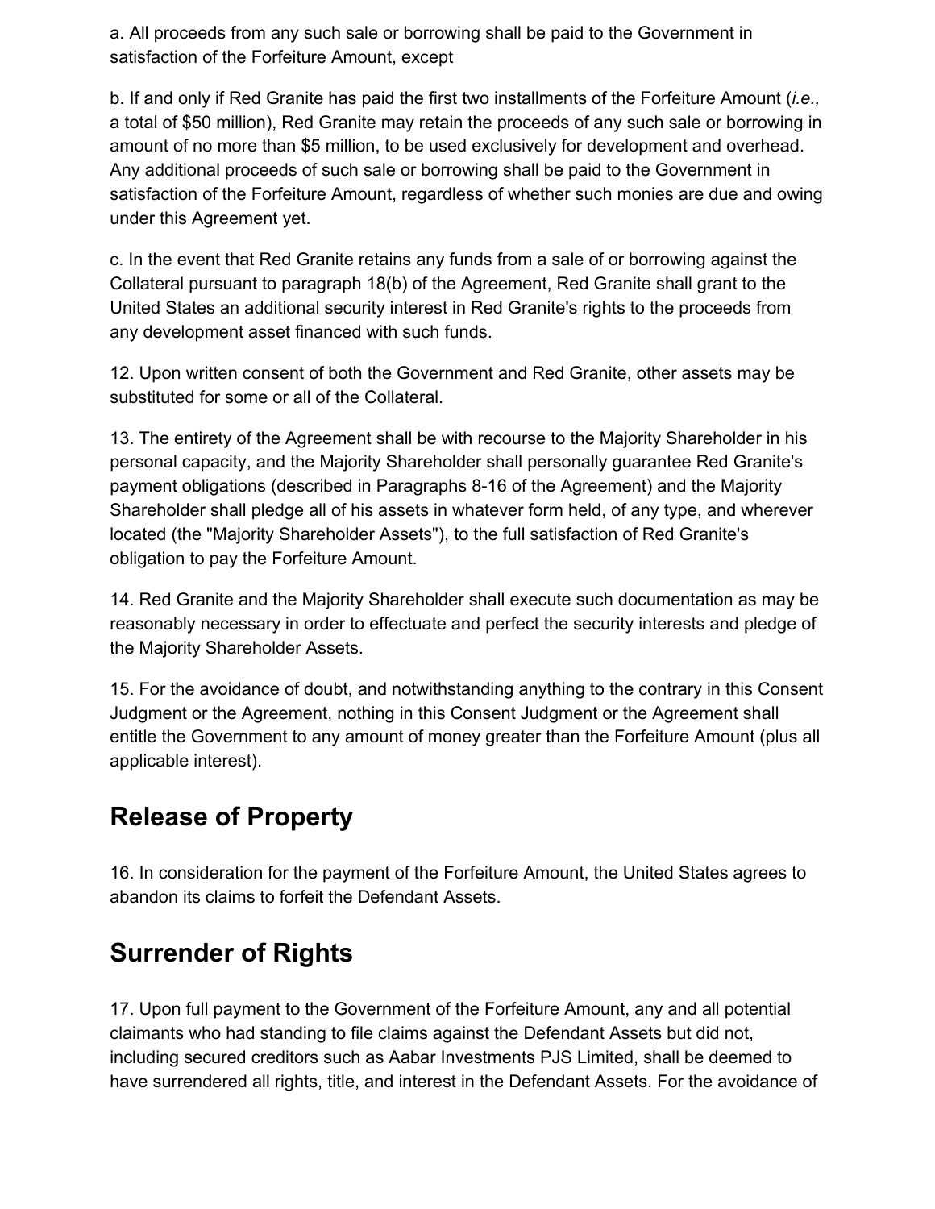a. All proceeds from any such sale or borrowing shall be paid to the Government in satisfaction of the Forfeiture Amount, except

b. If and only if Red Granite has paid the first two installments of the Forfeiture Amount (*i.e.,* a total of $50 million), Red Granite may retain the proceeds of any such sale or borrowing in amount of no more than $5 million, to be used exclusively for development and overhead. Any additional proceeds of such sale or borrowing shall be paid to the Government in satisfaction of the Forfeiture Amount, regardless of whether such monies are due and owing under this Agreement yet.

c. In the event that Red Granite retains any funds from a sale of or borrowing against the Collateral pursuant to paragraph 18(b) of the Agreement, Red Granite shall grant to the United States an additional security interest in Red Granite's rights to the proceeds from any development asset financed with such funds.

12. Upon written consent of both the Government and Red Granite, other assets may be substituted for some or all of the Collateral.

13. The entirety of the Agreement shall be with recourse to the Majority Shareholder in his personal capacity, and the Majority Shareholder shall personally guarantee Red Granite's payment obligations (described in Paragraphs 8-16 of the Agreement) and the Majority Shareholder shall pledge all of his assets in whatever form held, of any type, and wherever located (the "Majority Shareholder Assets"), to the full satisfaction of Red Granite's obligation to pay the Forfeiture Amount.

14. Red Granite and the Majority Shareholder shall execute such documentation as may be reasonably necessary in order to effectuate and perfect the security interests and pledge of the Majority Shareholder Assets.

15. For the avoidance of doubt, and notwithstanding anything to the contrary in this Consent Judgment or the Agreement, nothing in this Consent Judgment or the Agreement shall entitle the Government to any amount of money greater than the Forfeiture Amount (plus all applicable interest).

## Release of Property

16. In consideration for the payment of the Forfeiture Amount, the United States agrees to abandon its claims to forfeit the Defendant Assets.

## Surrender of Rights

17. Upon full payment to the Government of the Forfeiture Amount, any and all potential claimants who had standing to file claims against the Defendant Assets but did not, including secured creditors such as Aabar Investments PJS Limited, shall be deemed to have surrendered all rights, title, and interest in the Defendant Assets. For the avoidance of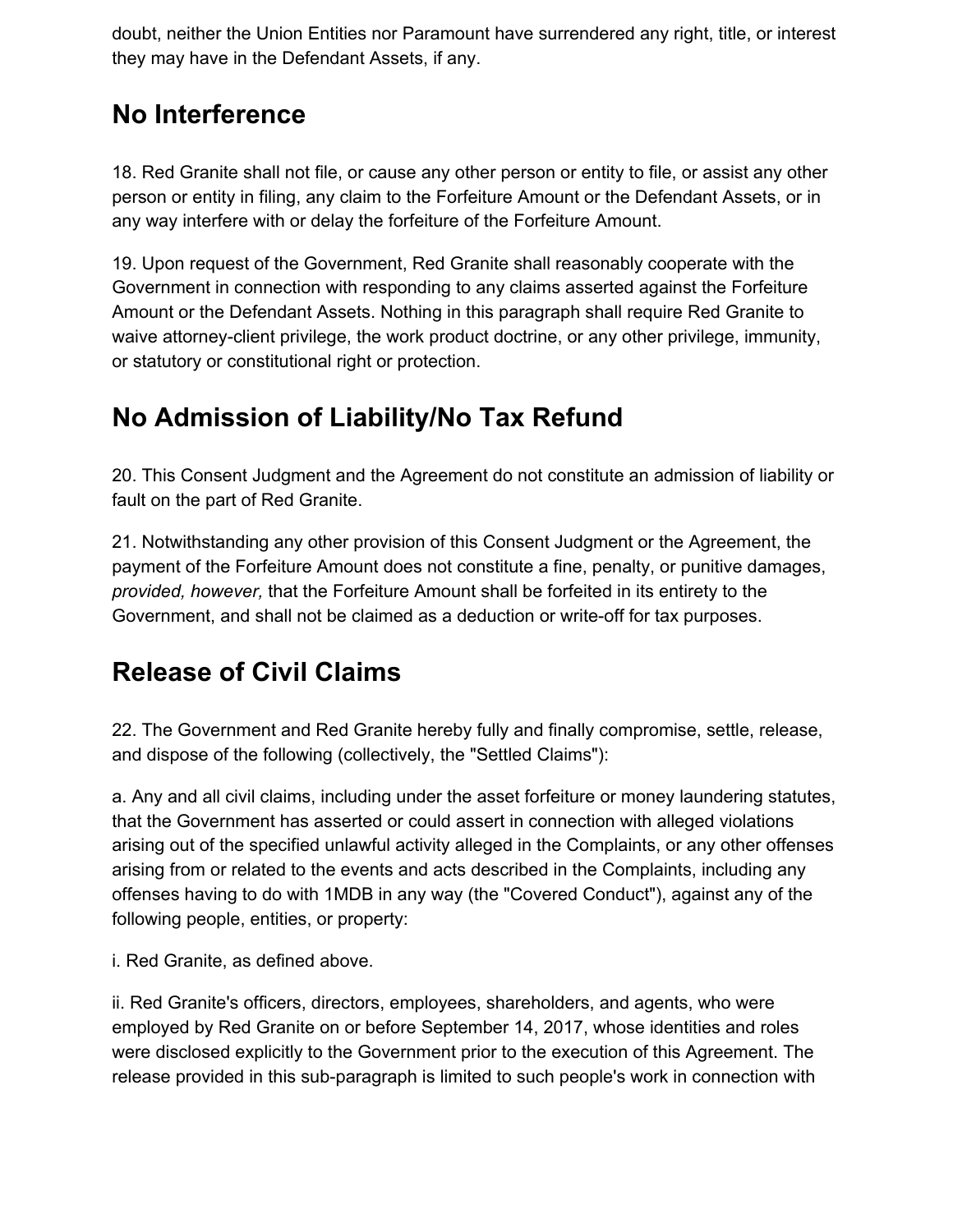doubt, neither the Union Entities nor Paramount have surrendered any right, title, or interest they may have in the Defendant Assets, if any.

## No Interference

18. Red Granite shall not file, or cause any other person or entity to file, or assist any other person or entity in filing, any claim to the Forfeiture Amount or the Defendant Assets, or in any way interfere with or delay the forfeiture of the Forfeiture Amount.

19. Upon request of the Government, Red Granite shall reasonably cooperate with the Government in connection with responding to any claims asserted against the Forfeiture Amount or the Defendant Assets. Nothing in this paragraph shall require Red Granite to waive attorney-client privilege, the work product doctrine, or any other privilege, immunity, or statutory or constitutional right or protection.

## No Admission of Liability/No Tax Refund

20. This Consent Judgment and the Agreement do not constitute an admission of liability or fault on the part of Red Granite.

21. Notwithstanding any other provision of this Consent Judgment or the Agreement, the payment of the Forfeiture Amount does not constitute a fine, penalty, or punitive damages, *provided, however,* that the Forfeiture Amount shall be forfeited in its entirety to the Government, and shall not be claimed as a deduction or write-off for tax purposes.

## Release of Civil Claims

22. The Government and Red Granite hereby fully and finally compromise, settle, release, and dispose of the following (collectively, the "Settled Claims"):

a. Any and all civil claims, including under the asset forfeiture or money laundering statutes, that the Government has asserted or could assert in connection with alleged violations arising out of the specified unlawful activity alleged in the Complaints, or any other offenses arising from or related to the events and acts described in the Complaints, including any offenses having to do with 1MDB in any way (the "Covered Conduct"), against any of the following people, entities, or property:

i. Red Granite, as defined above.

ii. Red Granite's officers, directors, employees, shareholders, and agents, who were employed by Red Granite on or before September 14, 2017, whose identities and roles were disclosed explicitly to the Government prior to the execution of this Agreement. The release provided in this sub-paragraph is limited to such people's work in connection with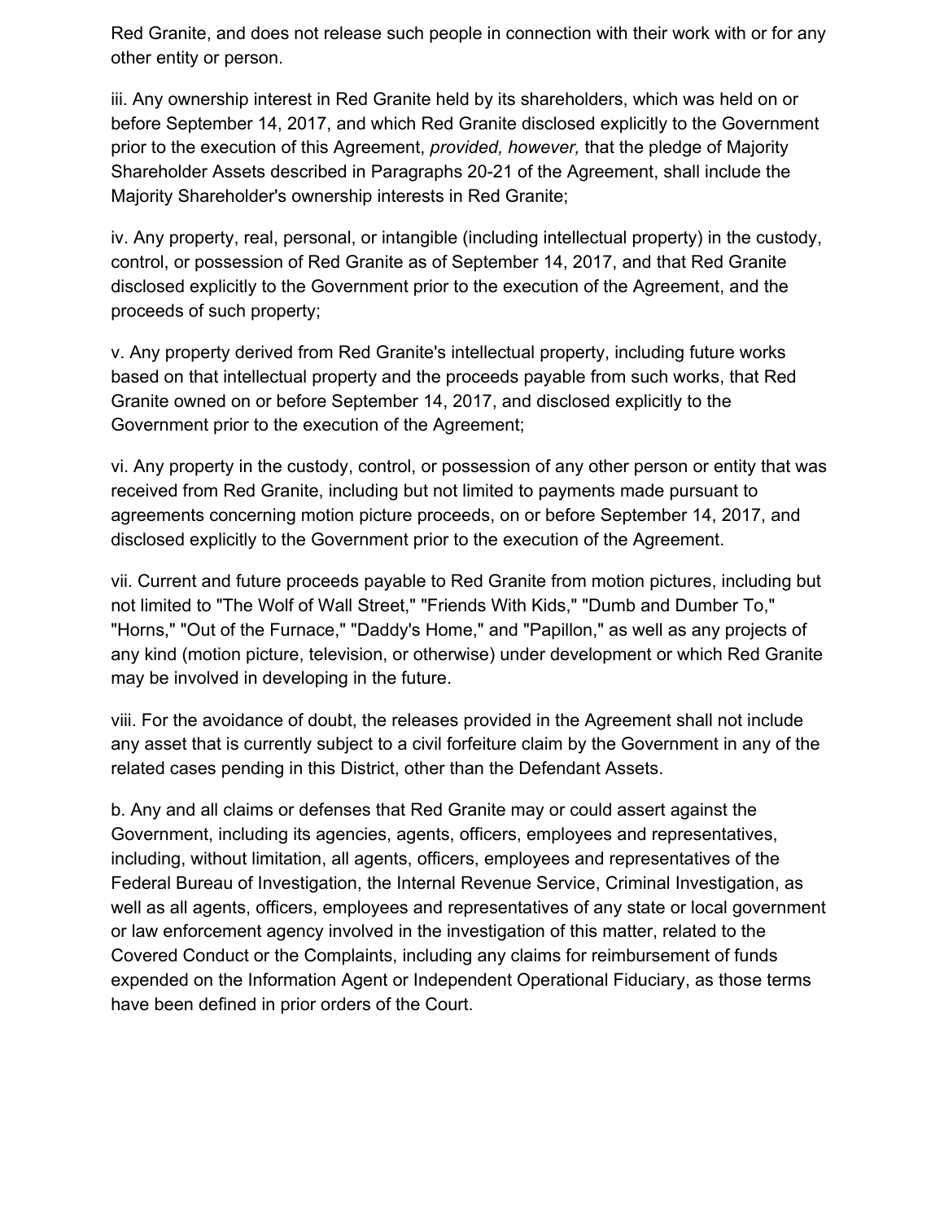Red Granite, and does not release such people in connection with their work with or for any other entity or person.

iii. Any ownership interest in Red Granite held by its shareholders, which was held on or before September 14, 2017, and which Red Granite disclosed explicitly to the Government prior to the execution of this Agreement, *provided, however,* that the pledge of Majority Shareholder Assets described in Paragraphs 20-21 of the Agreement, shall include the Majority Shareholder's ownership interests in Red Granite;

iv. Any property, real, personal, or intangible (including intellectual property) in the custody, control, or possession of Red Granite as of September 14, 2017, and that Red Granite disclosed explicitly to the Government prior to the execution of the Agreement, and the proceeds of such property;

v. Any property derived from Red Granite's intellectual property, including future works based on that intellectual property and the proceeds payable from such works, that Red Granite owned on or before September 14, 2017, and disclosed explicitly to the Government prior to the execution of the Agreement;

vi. Any property in the custody, control, or possession of any other person or entity that was received from Red Granite, including but not limited to payments made pursuant to agreements concerning motion picture proceeds, on or before September 14, 2017, and disclosed explicitly to the Government prior to the execution of the Agreement.

vii. Current and future proceeds payable to Red Granite from motion pictures, including but not limited to "The Wolf of Wall Street," "Friends With Kids," "Dumb and Dumber To," "Horns," "Out of the Furnace," "Daddy's Home," and "Papillon," as well as any projects of any kind (motion picture, television, or otherwise) under development or which Red Granite may be involved in developing in the future.

viii. For the avoidance of doubt, the releases provided in the Agreement shall not include any asset that is currently subject to a civil forfeiture claim by the Government in any of the related cases pending in this District, other than the Defendant Assets.

b. Any and all claims or defenses that Red Granite may or could assert against the Government, including its agencies, agents, officers, employees and representatives, including, without limitation, all agents, officers, employees and representatives of the Federal Bureau of Investigation, the Internal Revenue Service, Criminal Investigation, as well as all agents, officers, employees and representatives of any state or local government or law enforcement agency involved in the investigation of this matter, related to the Covered Conduct or the Complaints, including any claims for reimbursement of funds expended on the Information Agent or Independent Operational Fiduciary, as those terms have been defined in prior orders of the Court.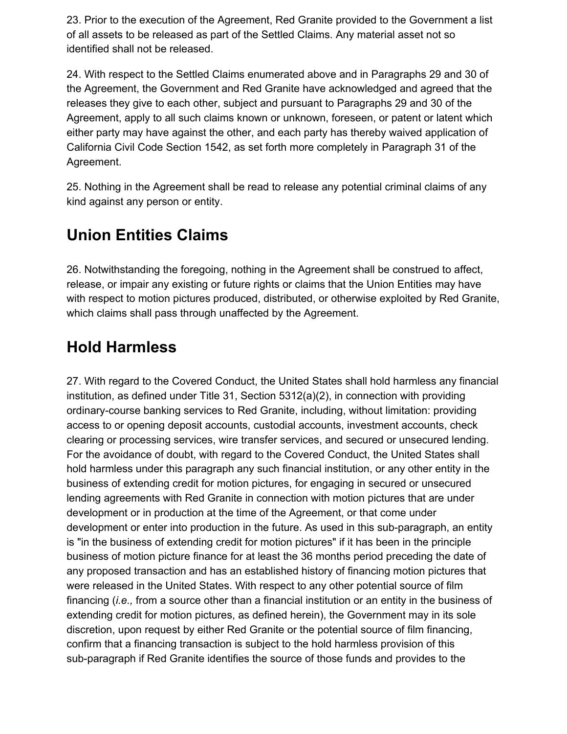23. Prior to the execution of the Agreement, Red Granite provided to the Government a list of all assets to be released as part of the Settled Claims. Any material asset not so identified shall not be released.

24. With respect to the Settled Claims enumerated above and in Paragraphs 29 and 30 of the Agreement, the Government and Red Granite have acknowledged and agreed that the releases they give to each other, subject and pursuant to Paragraphs 29 and 30 of the Agreement, apply to all such claims known or unknown, foreseen, or patent or latent which either party may have against the other, and each party has thereby waived application of California Civil Code Section 1542, as set forth more completely in Paragraph 31 of the Agreement.

25. Nothing in the Agreement shall be read to release any potential criminal claims of any kind against any person or entity.

## Union Entities Claims

26. Notwithstanding the foregoing, nothing in the Agreement shall be construed to affect, release, or impair any existing or future rights or claims that the Union Entities may have with respect to motion pictures produced, distributed, or otherwise exploited by Red Granite, which claims shall pass through unaffected by the Agreement.

## Hold Harmless

27. With regard to the Covered Conduct, the United States shall hold harmless any financial institution, as defined under Title 31, Section 5312(a)(2), in connection with providing ordinary-course banking services to Red Granite, including, without limitation: providing access to or opening deposit accounts, custodial accounts, investment accounts, check clearing or processing services, wire transfer services, and secured or unsecured lending. For the avoidance of doubt, with regard to the Covered Conduct, the United States shall hold harmless under this paragraph any such financial institution, or any other entity in the business of extending credit for motion pictures, for engaging in secured or unsecured lending agreements with Red Granite in connection with motion pictures that are under development or in production at the time of the Agreement, or that come under development or enter into production in the future. As used in this sub-paragraph, an entity is "in the business of extending credit for motion pictures" if it has been in the principle business of motion picture finance for at least the 36 months period preceding the date of any proposed transaction and has an established history of financing motion pictures that were released in the United States. With respect to any other potential source of film financing (*i.e.,* from a source other than a financial institution or an entity in the business of extending credit for motion pictures, as defined herein), the Government may in its sole discretion, upon request by either Red Granite or the potential source of film financing, confirm that a financing transaction is subject to the hold harmless provision of this sub-paragraph if Red Granite identifies the source of those funds and provides to the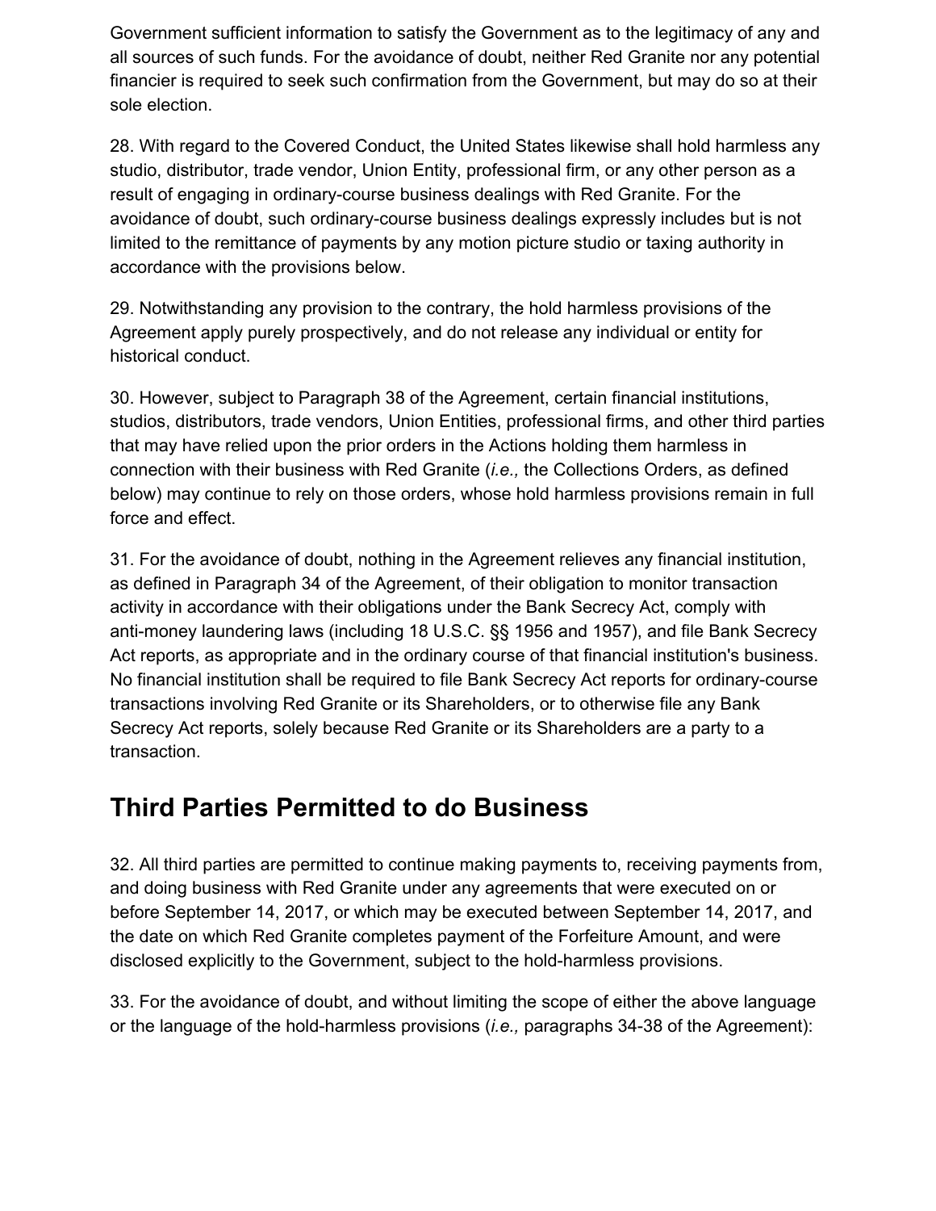Government sufficient information to satisfy the Government as to the legitimacy of any and all sources of such funds. For the avoidance of doubt, neither Red Granite nor any potential financier is required to seek such confirmation from the Government, but may do so at their sole election.

28. With regard to the Covered Conduct, the United States likewise shall hold harmless any studio, distributor, trade vendor, Union Entity, professional firm, or any other person as a result of engaging in ordinary-course business dealings with Red Granite. For the avoidance of doubt, such ordinary-course business dealings expressly includes but is not limited to the remittance of payments by any motion picture studio or taxing authority in accordance with the provisions below.

29. Notwithstanding any provision to the contrary, the hold harmless provisions of the Agreement apply purely prospectively, and do not release any individual or entity for historical conduct.

30. However, subject to Paragraph 38 of the Agreement, certain financial institutions, studios, distributors, trade vendors, Union Entities, professional firms, and other third parties that may have relied upon the prior orders in the Actions holding them harmless in connection with their business with Red Granite (*i.e.,* the Collections Orders, as defined below) may continue to rely on those orders, whose hold harmless provisions remain in full force and effect.

31. For the avoidance of doubt, nothing in the Agreement relieves any financial institution, as defined in Paragraph 34 of the Agreement, of their obligation to monitor transaction activity in accordance with their obligations under the Bank Secrecy Act, comply with anti-money laundering laws (including 18 U.S.C. §§ 1956 and 1957), and file Bank Secrecy Act reports, as appropriate and in the ordinary course of that financial institution's business. No financial institution shall be required to file Bank Secrecy Act reports for ordinary-course transactions involving Red Granite or its Shareholders, or to otherwise file any Bank Secrecy Act reports, solely because Red Granite or its Shareholders are a party to a transaction.

## Third Parties Permitted to do Business

32. All third parties are permitted to continue making payments to, receiving payments from, and doing business with Red Granite under any agreements that were executed on or before September 14, 2017, or which may be executed between September 14, 2017, and the date on which Red Granite completes payment of the Forfeiture Amount, and were disclosed explicitly to the Government, subject to the hold-harmless provisions.

33. For the avoidance of doubt, and without limiting the scope of either the above language or the language of the hold-harmless provisions (*i.e.,* paragraphs 34-38 of the Agreement):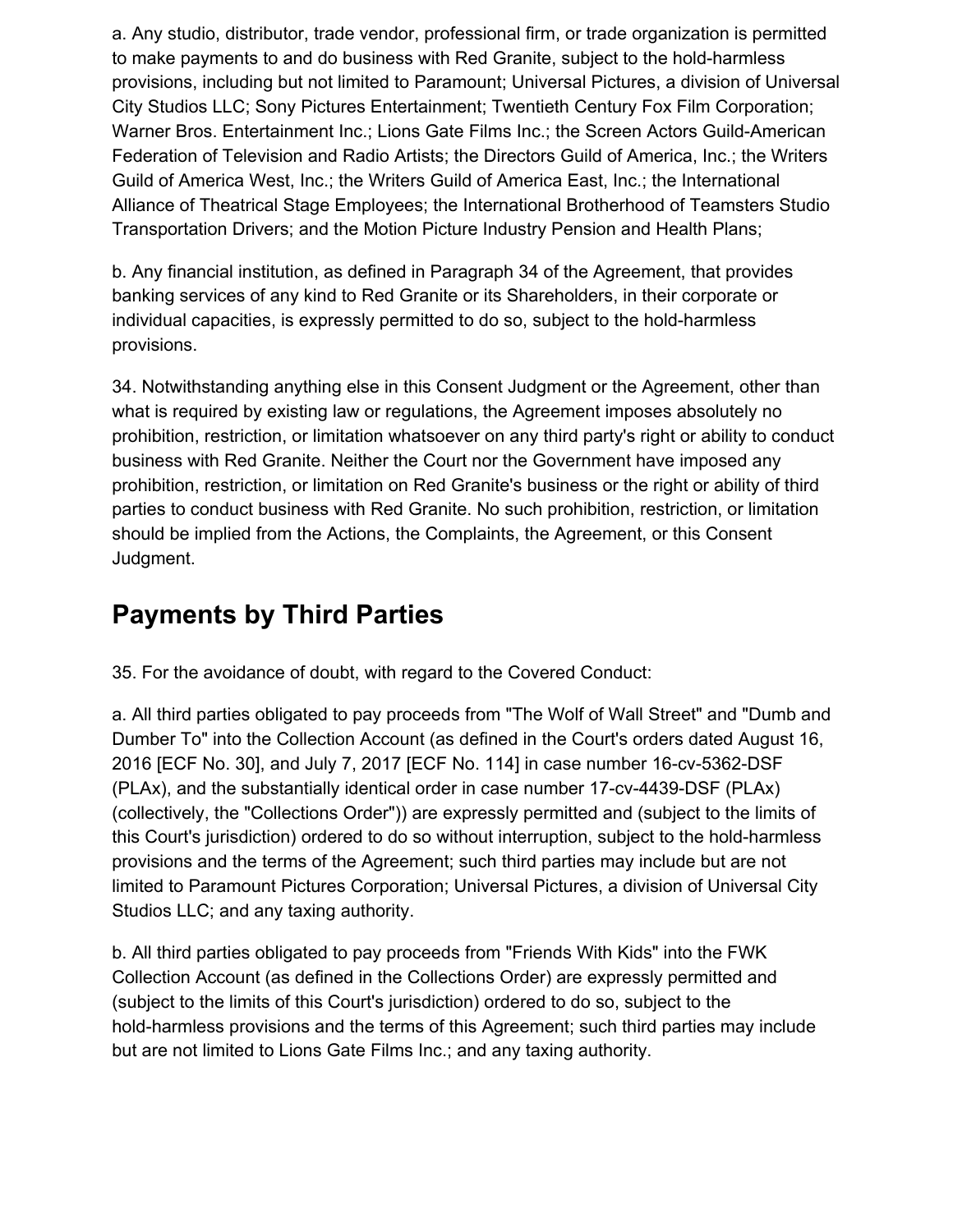a. Any studio, distributor, trade vendor, professional firm, or trade organization is permitted to make payments to and do business with Red Granite, subject to the hold-harmless provisions, including but not limited to Paramount; Universal Pictures, a division of Universal City Studios LLC; Sony Pictures Entertainment; Twentieth Century Fox Film Corporation; Warner Bros. Entertainment Inc.; Lions Gate Films Inc.; the Screen Actors Guild-American Federation of Television and Radio Artists; the Directors Guild of America, Inc.; the Writers Guild of America West, Inc.; the Writers Guild of America East, Inc.; the International Alliance of Theatrical Stage Employees; the International Brotherhood of Teamsters Studio Transportation Drivers; and the Motion Picture Industry Pension and Health Plans;

b. Any financial institution, as defined in Paragraph 34 of the Agreement, that provides banking services of any kind to Red Granite or its Shareholders, in their corporate or individual capacities, is expressly permitted to do so, subject to the hold-harmless provisions.

34. Notwithstanding anything else in this Consent Judgment or the Agreement, other than what is required by existing law or regulations, the Agreement imposes absolutely no prohibition, restriction, or limitation whatsoever on any third party's right or ability to conduct business with Red Granite. Neither the Court nor the Government have imposed any prohibition, restriction, or limitation on Red Granite's business or the right or ability of third parties to conduct business with Red Granite. No such prohibition, restriction, or limitation should be implied from the Actions, the Complaints, the Agreement, or this Consent Judgment.

## Payments by Third Parties

35. For the avoidance of doubt, with regard to the Covered Conduct:

a. All third parties obligated to pay proceeds from "The Wolf of Wall Street" and "Dumb and Dumber To" into the Collection Account (as defined in the Court's orders dated August 16, 2016 [ECF No. 30], and July 7, 2017 [ECF No. 114] in case number 16-cv-5362-DSF (PLAx), and the substantially identical order in case number 17-cv-4439-DSF (PLAx) (collectively, the "Collections Order")) are expressly permitted and (subject to the limits of this Court's jurisdiction) ordered to do so without interruption, subject to the hold-harmless provisions and the terms of the Agreement; such third parties may include but are not limited to Paramount Pictures Corporation; Universal Pictures, a division of Universal City Studios LLC; and any taxing authority.

b. All third parties obligated to pay proceeds from "Friends With Kids" into the FWK Collection Account (as defined in the Collections Order) are expressly permitted and (subject to the limits of this Court's jurisdiction) ordered to do so, subject to the hold-harmless provisions and the terms of this Agreement; such third parties may include but are not limited to Lions Gate Films Inc.; and any taxing authority.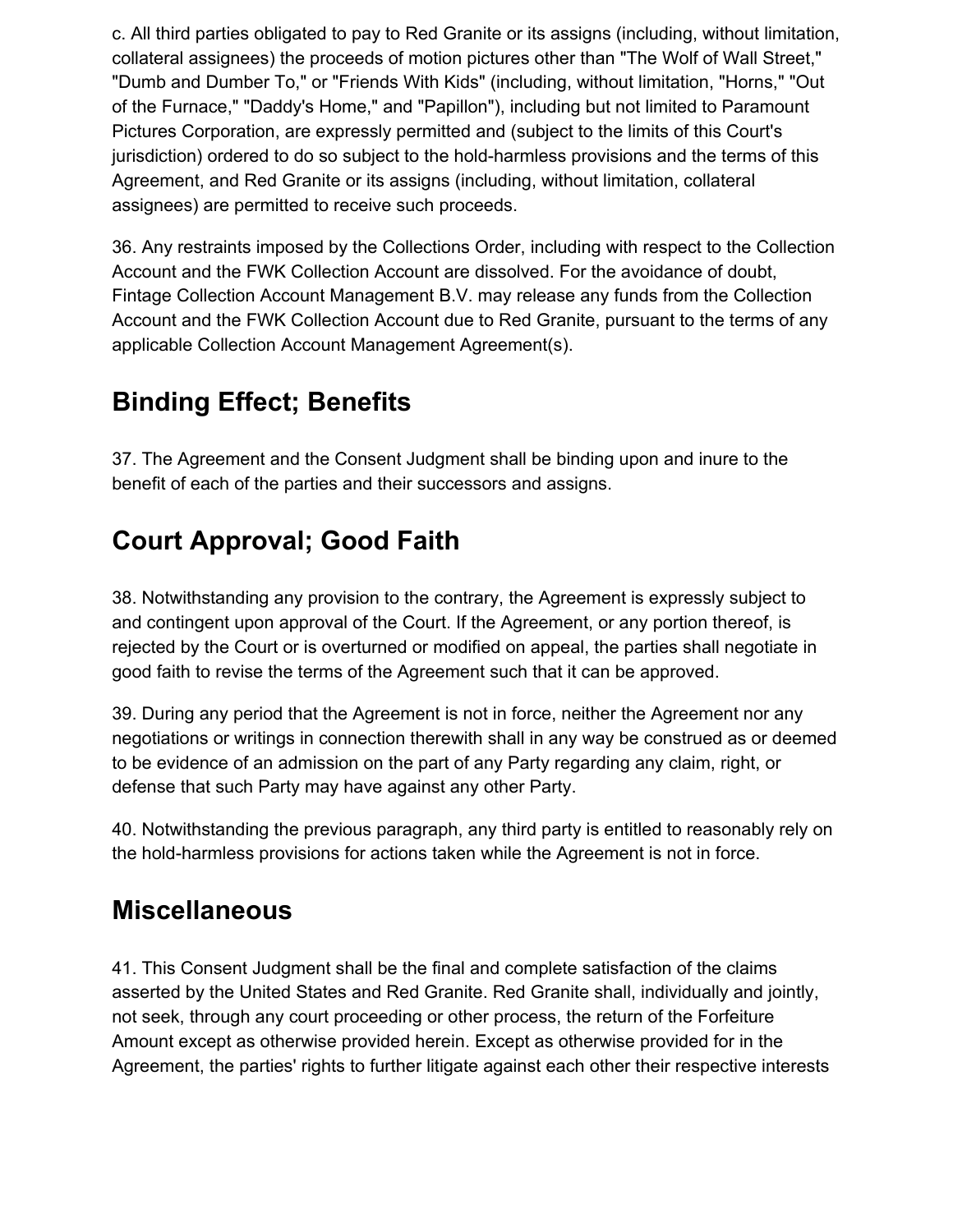c. All third parties obligated to pay to Red Granite or its assigns (including, without limitation, collateral assignees) the proceeds of motion pictures other than "The Wolf of Wall Street," "Dumb and Dumber To," or "Friends With Kids" (including, without limitation, "Horns," "Out of the Furnace," "Daddy's Home," and "Papillon"), including but not limited to Paramount Pictures Corporation, are expressly permitted and (subject to the limits of this Court's jurisdiction) ordered to do so subject to the hold-harmless provisions and the terms of this Agreement, and Red Granite or its assigns (including, without limitation, collateral assignees) are permitted to receive such proceeds.

36. Any restraints imposed by the Collections Order, including with respect to the Collection Account and the FWK Collection Account are dissolved. For the avoidance of doubt, Fintage Collection Account Management B.V. may release any funds from the Collection Account and the FWK Collection Account due to Red Granite, pursuant to the terms of any applicable Collection Account Management Agreement(s).

## Binding Effect; Benefits

37. The Agreement and the Consent Judgment shall be binding upon and inure to the benefit of each of the parties and their successors and assigns.

## Court Approval; Good Faith

38. Notwithstanding any provision to the contrary, the Agreement is expressly subject to and contingent upon approval of the Court. If the Agreement, or any portion thereof, is rejected by the Court or is overturned or modified on appeal, the parties shall negotiate in good faith to revise the terms of the Agreement such that it can be approved.

39. During any period that the Agreement is not in force, neither the Agreement nor any negotiations or writings in connection therewith shall in any way be construed as or deemed to be evidence of an admission on the part of any Party regarding any claim, right, or defense that such Party may have against any other Party.

40. Notwithstanding the previous paragraph, any third party is entitled to reasonably rely on the hold-harmless provisions for actions taken while the Agreement is not in force.

## Miscellaneous

41. This Consent Judgment shall be the final and complete satisfaction of the claims asserted by the United States and Red Granite. Red Granite shall, individually and jointly, not seek, through any court proceeding or other process, the return of the Forfeiture Amount except as otherwise provided herein. Except as otherwise provided for in the Agreement, the parties' rights to further litigate against each other their respective interests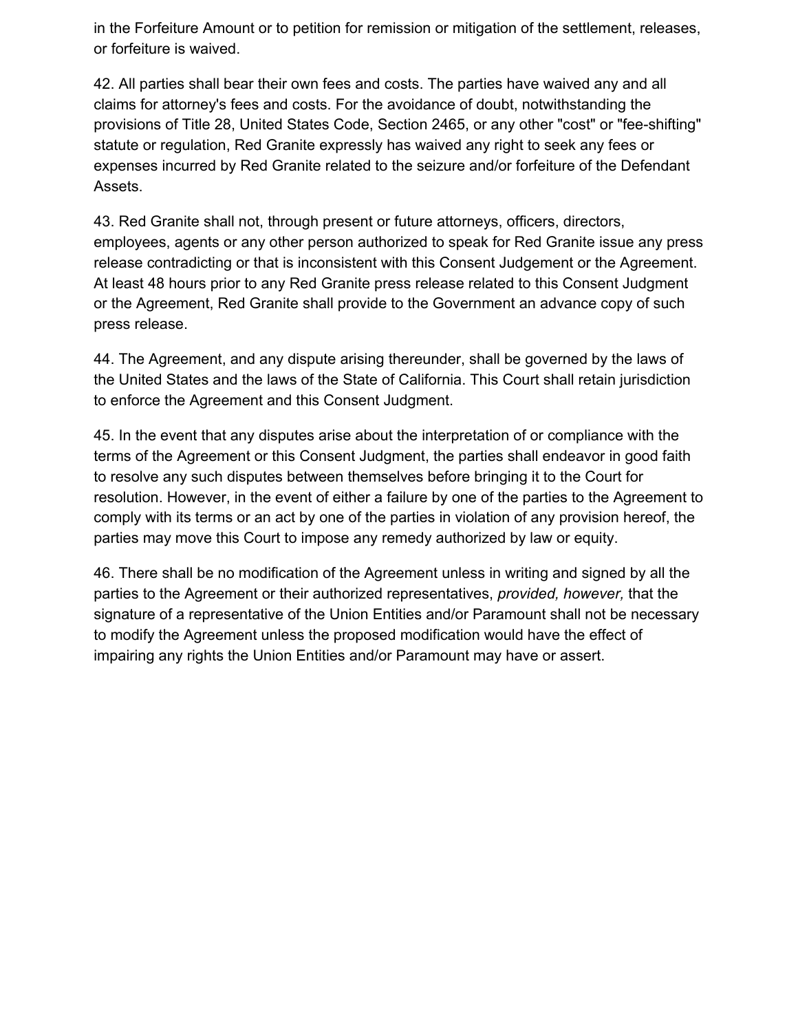in the Forfeiture Amount or to petition for remission or mitigation of the settlement, releases, or forfeiture is waived.

42. All parties shall bear their own fees and costs. The parties have waived any and all claims for attorney's fees and costs. For the avoidance of doubt, notwithstanding the provisions of Title 28, United States Code, Section 2465, or any other "cost" or "fee-shifting" statute or regulation, Red Granite expressly has waived any right to seek any fees or expenses incurred by Red Granite related to the seizure and/or forfeiture of the Defendant Assets.

43. Red Granite shall not, through present or future attorneys, officers, directors, employees, agents or any other person authorized to speak for Red Granite issue any press release contradicting or that is inconsistent with this Consent Judgement or the Agreement. At least 48 hours prior to any Red Granite press release related to this Consent Judgment or the Agreement, Red Granite shall provide to the Government an advance copy of such press release.

44. The Agreement, and any dispute arising thereunder, shall be governed by the laws of the United States and the laws of the State of California. This Court shall retain jurisdiction to enforce the Agreement and this Consent Judgment.

45. In the event that any disputes arise about the interpretation of or compliance with the terms of the Agreement or this Consent Judgment, the parties shall endeavor in good faith to resolve any such disputes between themselves before bringing it to the Court for resolution. However, in the event of either a failure by one of the parties to the Agreement to comply with its terms or an act by one of the parties in violation of any provision hereof, the parties may move this Court to impose any remedy authorized by law or equity.

46. There shall be no modification of the Agreement unless in writing and signed by all the parties to the Agreement or their authorized representatives, *provided, however,* that the signature of a representative of the Union Entities and/or Paramount shall not be necessary to modify the Agreement unless the proposed modification would have the effect of impairing any rights the Union Entities and/or Paramount may have or assert.